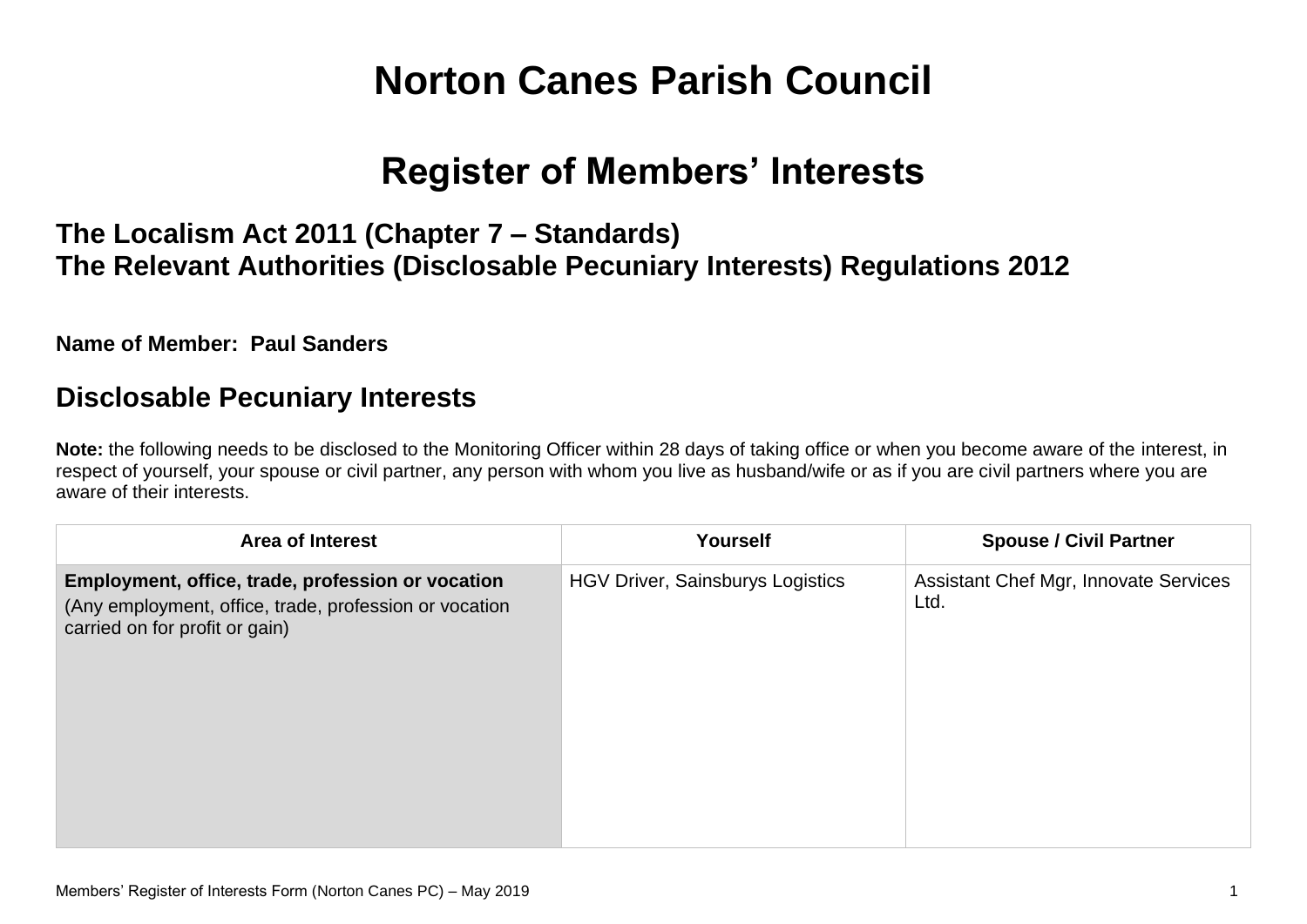# Norton Canes Parish Council

## Register of Members' Interests

### The Localism Act 2011 (Chapter 7 – Standards)
### The Relevant Authorities (Disclosable Pecuniary Interests) Regulations 2012

**Name of Member: Paul Sanders**

## Disclosable Pecuniary Interests

**Note:** the following needs to be disclosed to the Monitoring Officer within 28 days of taking office or when you become aware of the interest, in respect of yourself, your spouse or civil partner, any person with whom you live as husband/wife or as if you are civil partners where you are aware of their interests.

| Area of Interest | Yourself | Spouse / Civil Partner |
|---|---|---|
| **Employment, office, trade, profession or vocation** (Any employment, office, trade, profession or vocation carried on for profit or gain) | HGV Driver, Sainsburys Logistics | Assistant Chef Mgr, Innovate Services Ltd. |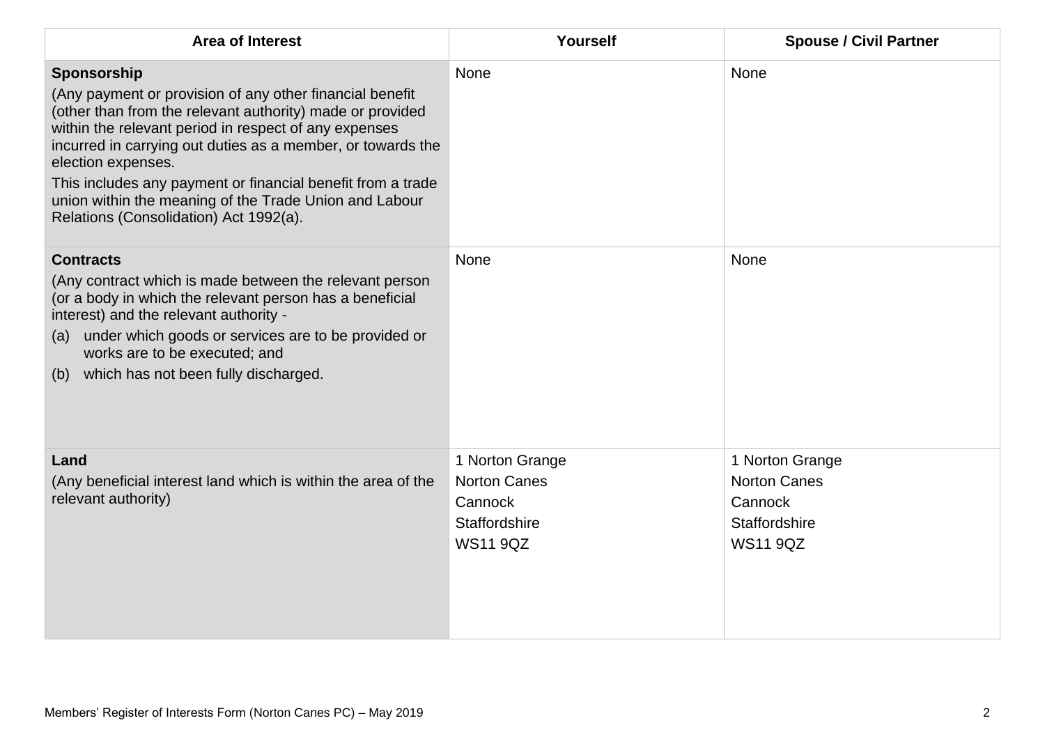| Area of Interest | Yourself | Spouse / Civil Partner |
| --- | --- | --- |
| **Sponsorship**<br>(Any payment or provision of any other financial benefit (other than from the relevant authority) made or provided within the relevant period in respect of any expenses incurred in carrying out duties as a member, or towards the election expenses.<br>This includes any payment or financial benefit from a trade union within the meaning of the Trade Union and Labour Relations (Consolidation) Act 1992(a). | None | None |
| **Contracts**<br>(Any contract which is made between the relevant person (or a body in which the relevant person has a beneficial interest) and the relevant authority -<br>(a) under which goods or services are to be provided or works are to be executed; and<br>(b) which has not been fully discharged. | None | None |
| **Land**<br>(Any beneficial interest land which is within the area of the relevant authority) | 1 Norton Grange<br>Norton Canes<br>Cannock<br>Staffordshire<br>WS11 9QZ | 1 Norton Grange<br>Norton Canes<br>Cannock<br>Staffordshire<br>WS11 9QZ |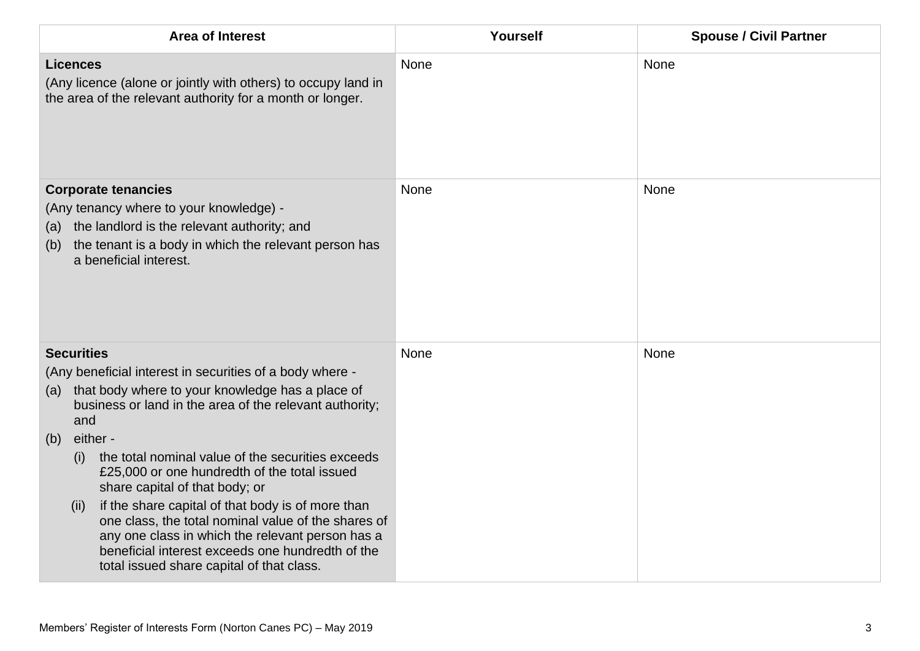| Area of Interest | Yourself | Spouse / Civil Partner |
| --- | --- | --- |
| **Licences**<br>(Any licence (alone or jointly with others) to occupy land in the area of the relevant authority for a month or longer. | None | None |
| **Corporate tenancies**<br>(Any tenancy where to your knowledge) -<br>(a) the landlord is the relevant authority; and<br>(b) the tenant is a body in which the relevant person has a beneficial interest. | None | None |
| **Securities**<br>(Any beneficial interest in securities of a body where -<br>(a) that body where to your knowledge has a place of business or land in the area of the relevant authority; and<br>(b) either -<br>(i) the total nominal value of the securities exceeds £25,000 or one hundredth of the total issued share capital of that body; or<br>(ii) if the share capital of that body is of more than one class, the total nominal value of the shares of any one class in which the relevant person has a beneficial interest exceeds one hundredth of the total issued share capital of that class. | None | None |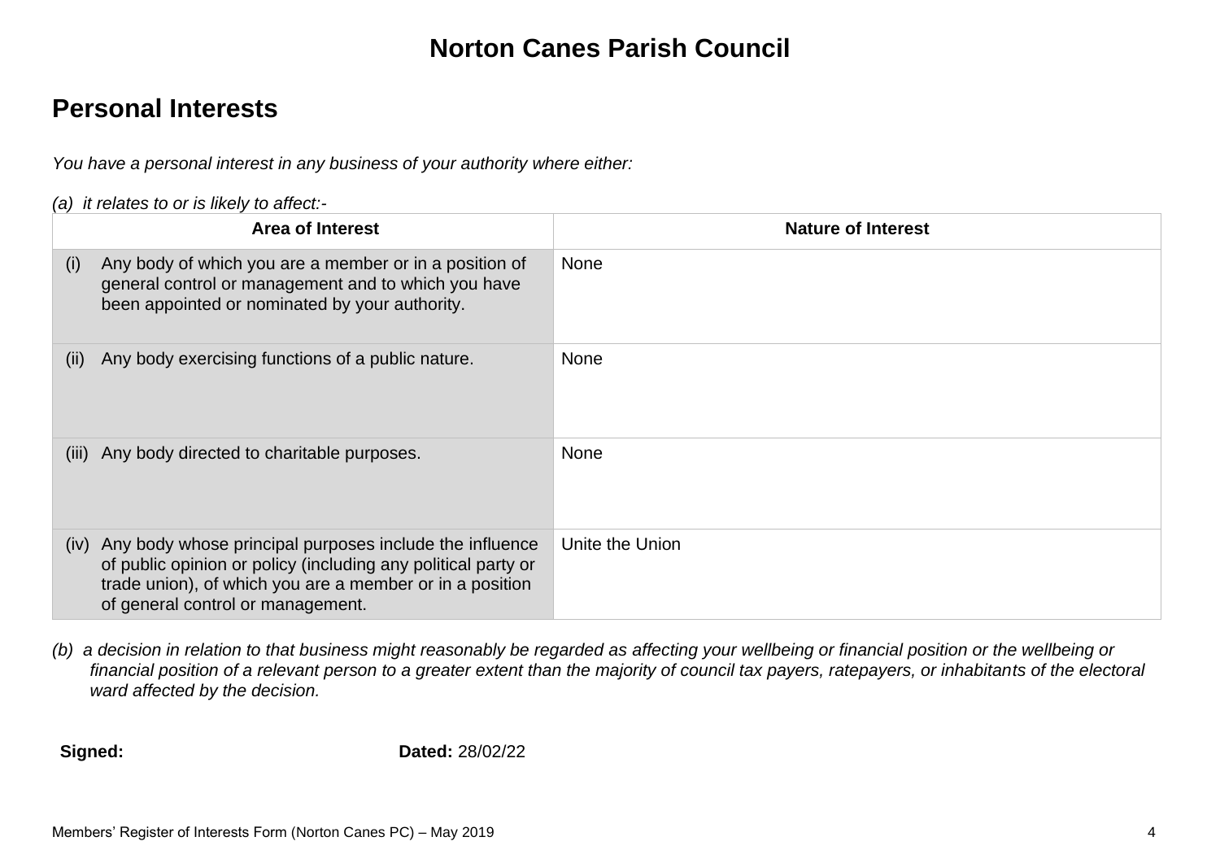# Norton Canes Parish Council

## Personal Interests

*You have a personal interest in any business of your authority where either:*

*(a) it relates to or is likely to affect:-*

| Area of Interest | Nature of Interest |
|---|---|
| (i) Any body of which you are a member or in a position of general control or management and to which you have been appointed or nominated by your authority. | None |
| (ii) Any body exercising functions of a public nature. | None |
| (iii) Any body directed to charitable purposes. | None |
| (iv) Any body whose principal purposes include the influence of public opinion or policy (including any political party or trade union), of which you are a member or in a position of general control or management. | Unite the Union |

*(b) a decision in relation to that business might reasonably be regarded as affecting your wellbeing or financial position or the wellbeing or financial position of a relevant person to a greater extent than the majority of council tax payers, ratepayers, or inhabitants of the electoral ward affected by the decision.*

**Signed:** **Dated:** 28/02/22

Members' Register of Interests Form (Norton Canes PC) – May 2019